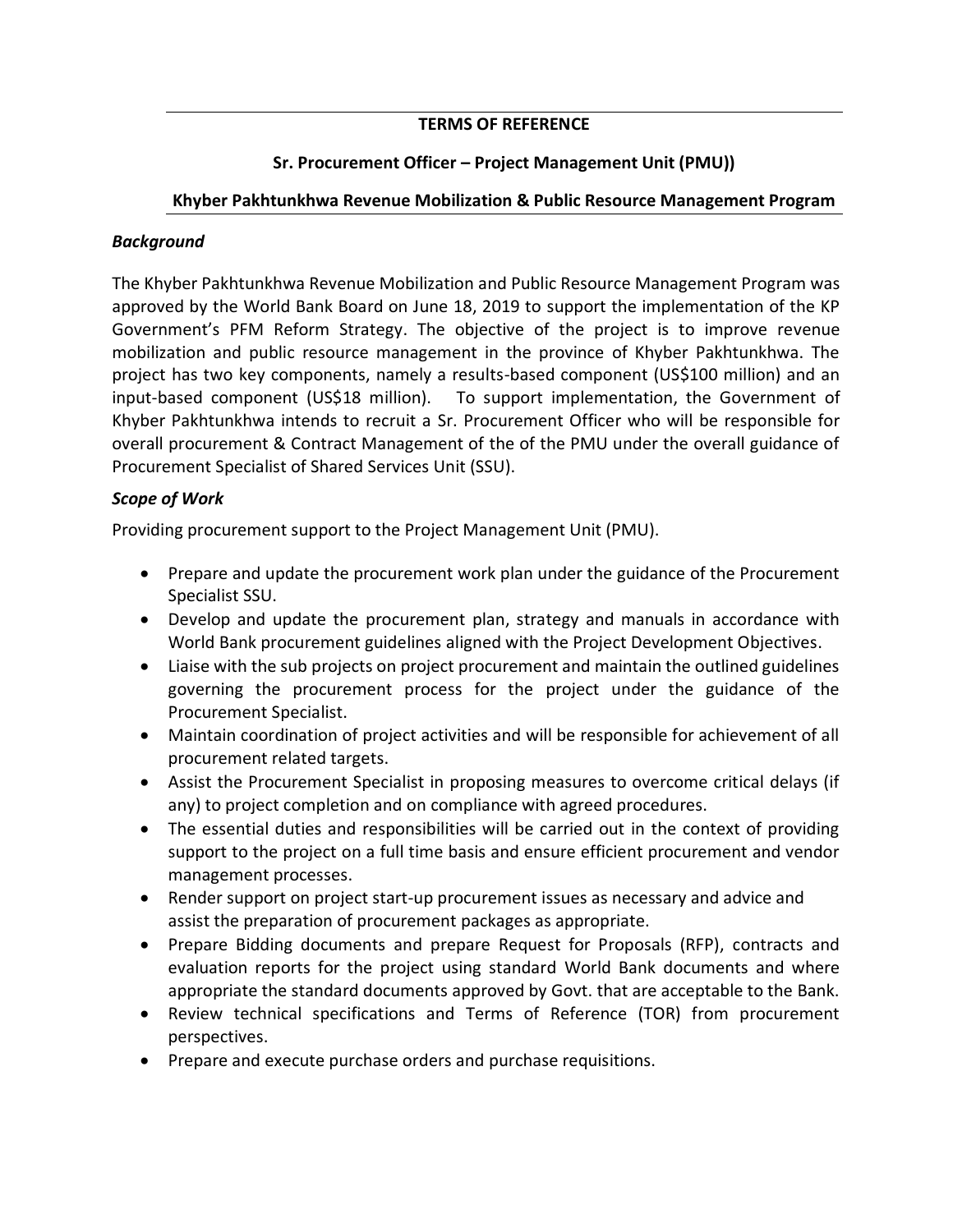**TERMS OF REFERENCE**

**Sr. Procurement Officer – Project Management Unit (PMU))**

**Khyber Pakhtunkhwa Revenue Mobilization & Public Resource Management Program**

***Background***

The Khyber Pakhtunkhwa Revenue Mobilization and Public Resource Management Program was approved by the World Bank Board on June 18, 2019 to support the implementation of the KP Government's PFM Reform Strategy. The objective of the project is to improve revenue mobilization and public resource management in the province of Khyber Pakhtunkhwa. The project has two key components, namely a results-based component (US$100 million) and an input-based component (US$18 million). To support implementation, the Government of Khyber Pakhtunkhwa intends to recruit a Sr. Procurement Officer who will be responsible for overall procurement & Contract Management of the of the PMU under the overall guidance of Procurement Specialist of Shared Services Unit (SSU).

***Scope of Work***

Providing procurement support to the Project Management Unit (PMU).

- Prepare and update the procurement work plan under the guidance of the Procurement Specialist SSU.
- Develop and update the procurement plan, strategy and manuals in accordance with World Bank procurement guidelines aligned with the Project Development Objectives.
- Liaise with the sub projects on project procurement and maintain the outlined guidelines governing the procurement process for the project under the guidance of the Procurement Specialist.
- Maintain coordination of project activities and will be responsible for achievement of all procurement related targets.
- Assist the Procurement Specialist in proposing measures to overcome critical delays (if any) to project completion and on compliance with agreed procedures.
- The essential duties and responsibilities will be carried out in the context of providing support to the project on a full time basis and ensure efficient procurement and vendor management processes.
- Render support on project start-up procurement issues as necessary and advice and assist the preparation of procurement packages as appropriate.
- Prepare Bidding documents and prepare Request for Proposals (RFP), contracts and evaluation reports for the project using standard World Bank documents and where appropriate the standard documents approved by Govt. that are acceptable to the Bank.
- Review technical specifications and Terms of Reference (TOR) from procurement perspectives.
- Prepare and execute purchase orders and purchase requisitions.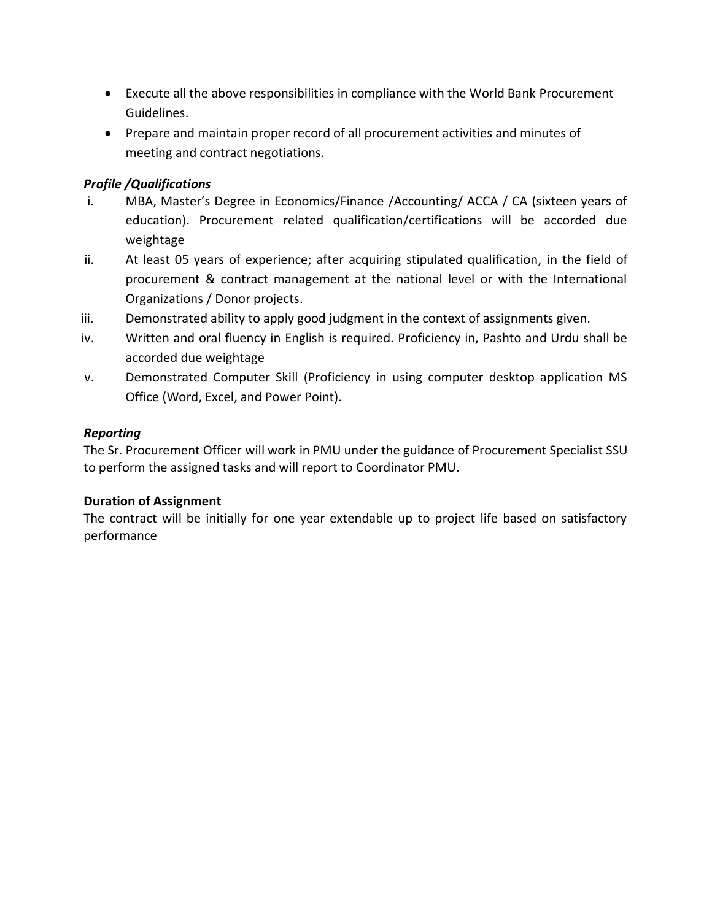- Execute all the above responsibilities in compliance with the World Bank Procurement Guidelines.
- Prepare and maintain proper record of all procurement activities and minutes of meeting and contract negotiations.

***Profile /Qualifications***

i. MBA, Master's Degree in Economics/Finance /Accounting/ ACCA / CA (sixteen years of education). Procurement related qualification/certifications will be accorded due weightage
ii. At least 05 years of experience; after acquiring stipulated qualification, in the field of procurement & contract management at the national level or with the International Organizations / Donor projects.
iii. Demonstrated ability to apply good judgment in the context of assignments given.
iv. Written and oral fluency in English is required. Proficiency in, Pashto and Urdu shall be accorded due weightage
v. Demonstrated Computer Skill (Proficiency in using computer desktop application MS Office (Word, Excel, and Power Point).

***Reporting***

The Sr. Procurement Officer will work in PMU under the guidance of Procurement Specialist SSU to perform the assigned tasks and will report to Coordinator PMU.

**Duration of Assignment**

The contract will be initially for one year extendable up to project life based on satisfactory performance